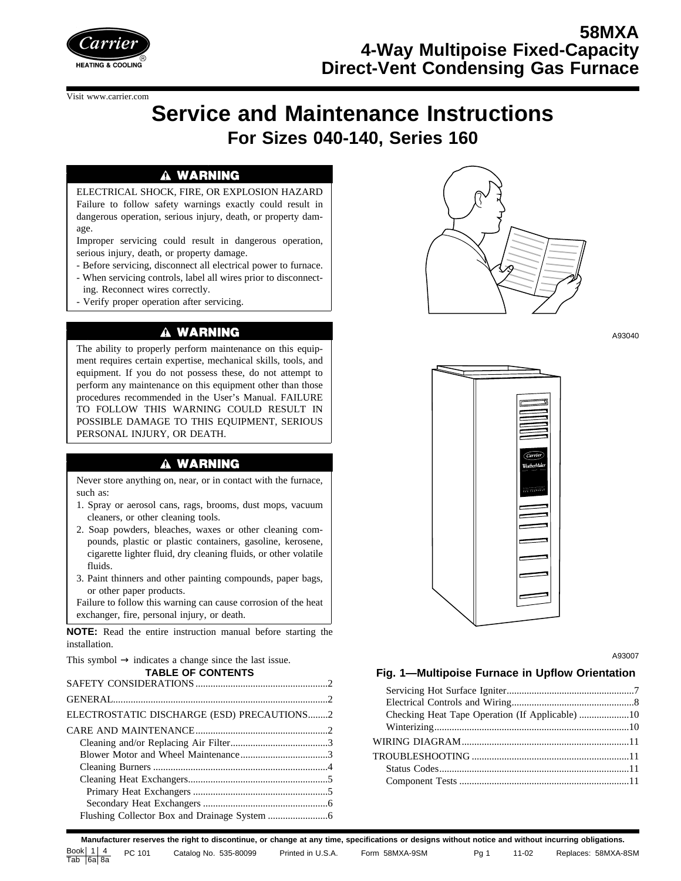# 58MXA
# 4-Way Multipoise Fixed-Capacity Direct-Vent Condensing Gas Furnace

Visit www.carrier.com

# Service and Maintenance Instructions

## For Sizes 040-140, Series 160

**⚠ WARNING**

ELECTRICAL SHOCK, FIRE, OR EXPLOSION HAZARD

Failure to follow safety warnings exactly could result in dangerous operation, serious injury, death, or property damage.

Improper servicing could result in dangerous operation, serious injury, death, or property damage.

- Before servicing, disconnect all electrical power to furnace.
- When servicing controls, label all wires prior to disconnecting. Reconnect wires correctly.
- Verify proper operation after servicing.

**⚠ WARNING**

The ability to properly perform maintenance on this equipment requires certain expertise, mechanical skills, tools, and equipment. If you do not possess these, do not attempt to perform any maintenance on this equipment other than those procedures recommended in the User's Manual. FAILURE TO FOLLOW THIS WARNING COULD RESULT IN POSSIBLE DAMAGE TO THIS EQUIPMENT, SERIOUS PERSONAL INJURY, OR DEATH.

**⚠ WARNING**

Never store anything on, near, or in contact with the furnace, such as:

1. Spray or aerosol cans, rags, brooms, dust mops, vacuum cleaners, or other cleaning tools.
2. Soap powders, bleaches, waxes or other cleaning compounds, plastic or plastic containers, gasoline, kerosene, cigarette lighter fluid, dry cleaning fluids, or other volatile fluids.
3. Paint thinners and other painting compounds, paper bags, or other paper products.

Failure to follow this warning can cause corrosion of the heat exchanger, fire, personal injury, or death.

**NOTE:** Read the entire instruction manual before starting the installation.

This symbol → indicates a change since the last issue.

A93040

A93007

**Fig. 1—Multipoise Furnace in Upflow Orientation**

**TABLE OF CONTENTS**

SAFETY CONSIDERATIONS ....2
GENERAL ....2
ELECTROSTATIC DISCHARGE (ESD) PRECAUTIONS ....2
CARE AND MAINTENANCE ....2
- Cleaning and/or Replacing Air Filter ....3
- Blower Motor and Wheel Maintenance ....3
- Cleaning Burners ....4
- Cleaning Heat Exchangers ....5
  - Primary Heat Exchangers ....5
  - Secondary Heat Exchangers ....6
- Flushing Collector Box and Drainage System ....6
- Servicing Hot Surface Igniter ....7
- Electrical Controls and Wiring ....8
- Checking Heat Tape Operation (If Applicable) ....10
- Winterizing ....10

WIRING DIAGRAM ....11
TROUBLESHOOTING ....11
- Status Codes ....11
- Component Tests ....11

Manufacturer reserves the right to discontinue, or change at any time, specifications or designs without notice and without incurring obligations.

Book 1 4 Tab 6a 8a PC 101 Catalog No. 535-80099 Printed in U.S.A. Form 58MXA-9SM Pg 1 11-02 Replaces: 58MXA-8SM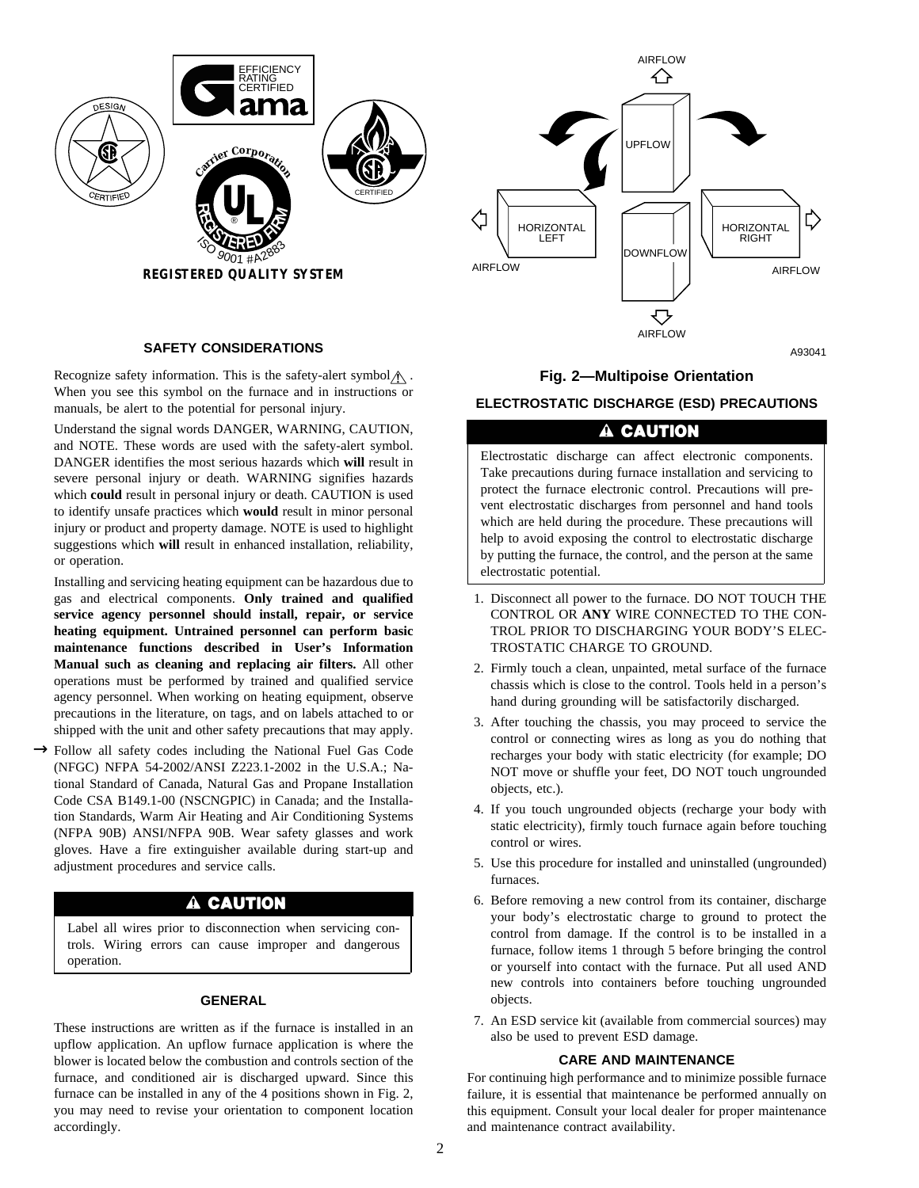REGISTERED QUALITY SYSTEM

## SAFETY CONSIDERATIONS

Recognize safety information. This is the safety-alert symbol ⚠. When you see this symbol on the furnace and in instructions or manuals, be alert to the potential for personal injury.

Understand the signal words DANGER, WARNING, CAUTION, and NOTE. These words are used with the safety-alert symbol. DANGER identifies the most serious hazards which **will** result in severe personal injury or death. WARNING signifies hazards which **could** result in personal injury or death. CAUTION is used to identify unsafe practices which **would** result in minor personal injury or product and property damage. NOTE is used to highlight suggestions which **will** result in enhanced installation, reliability, or operation.

Installing and servicing heating equipment can be hazardous due to gas and electrical components. **Only trained and qualified service agency personnel should install, repair, or service heating equipment. Untrained personnel can perform basic maintenance functions described in User's Information Manual such as cleaning and replacing air filters.** All other operations must be performed by trained and qualified service agency personnel. When working on heating equipment, observe precautions in the literature, on tags, and on labels attached to or shipped with the unit and other safety precautions that may apply.

→ Follow all safety codes including the National Fuel Gas Code (NFGC) NFPA 54-2002/ANSI Z223.1-2002 in the U.S.A.; National Standard of Canada, Natural Gas and Propane Installation Code CSA B149.1-00 (NSCNGPIC) in Canada; and the Installation Standards, Warm Air Heating and Air Conditioning Systems (NFPA 90B) ANSI/NFPA 90B. Wear safety glasses and work gloves. Have a fire extinguisher available during start-up and adjustment procedures and service calls.

**⚠ CAUTION**

Label all wires prior to disconnection when servicing controls. Wiring errors can cause improper and dangerous operation.

## GENERAL

These instructions are written as if the furnace is installed in an upflow application. An upflow furnace application is where the blower is located below the combustion and controls section of the furnace, and conditioned air is discharged upward. Since this furnace can be installed in any of the 4 positions shown in Fig. 2, you may need to revise your orientation to component location accordingly.

AIRFLOW
UPFLOW
HORIZONTAL LEFT
HORIZONTAL RIGHT
DOWNFLOW
AIRFLOW AIRFLOW
AIRFLOW

A93041

**Fig. 2—Multipoise Orientation**

## ELECTROSTATIC DISCHARGE (ESD) PRECAUTIONS

**⚠ CAUTION**

Electrostatic discharge can affect electronic components. Take precautions during furnace installation and servicing to protect the furnace electronic control. Precautions will prevent electrostatic discharges from personnel and hand tools which are held during the procedure. These precautions will help to avoid exposing the control to electrostatic discharge by putting the furnace, the control, and the person at the same electrostatic potential.

1. Disconnect all power to the furnace. DO NOT TOUCH THE CONTROL OR **ANY** WIRE CONNECTED TO THE CONTROL PRIOR TO DISCHARGING YOUR BODY'S ELECTROSTATIC CHARGE TO GROUND.
2. Firmly touch a clean, unpainted, metal surface of the furnace chassis which is close to the control. Tools held in a person's hand during grounding will be satisfactorily discharged.
3. After touching the chassis, you may proceed to service the control or connecting wires as long as you do nothing that recharges your body with static electricity (for example; DO NOT move or shuffle your feet, DO NOT touch ungrounded objects, etc.).
4. If you touch ungrounded objects (recharge your body with static electricity), firmly touch furnace again before touching control or wires.
5. Use this procedure for installed and uninstalled (ungrounded) furnaces.
6. Before removing a new control from its container, discharge your body's electrostatic charge to ground to protect the control from damage. If the control is to be installed in a furnace, follow items 1 through 5 before bringing the control or yourself into contact with the furnace. Put all used AND new controls into containers before touching ungrounded objects.
7. An ESD service kit (available from commercial sources) may also be used to prevent ESD damage.

## CARE AND MAINTENANCE

For continuing high performance and to minimize possible furnace failure, it is essential that maintenance be performed annually on this equipment. Consult your local dealer for proper maintenance and maintenance contract availability.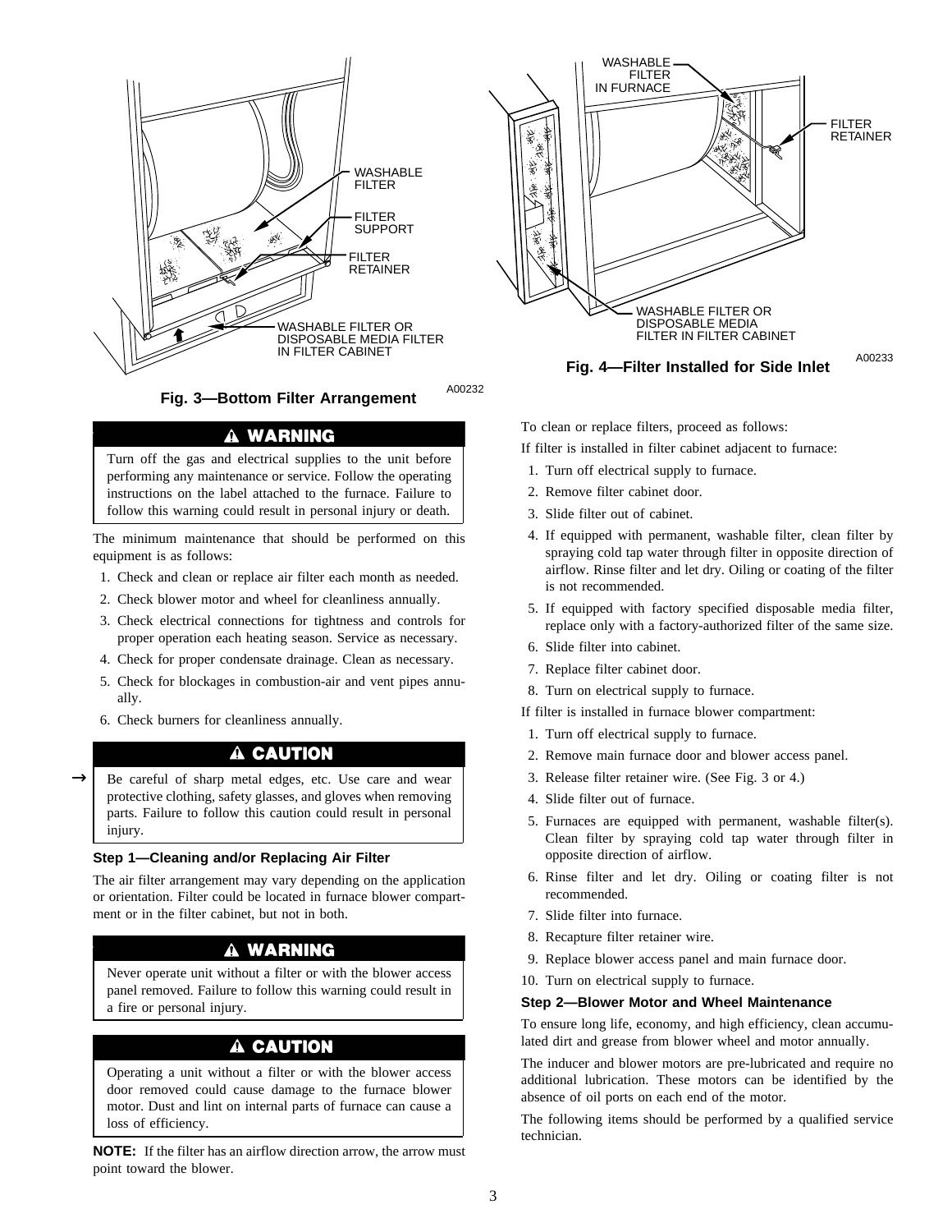Fig. 3—Bottom Filter Arrangement

Fig. 4—Filter Installed for Side Inlet

### ⚠ WARNING

Turn off the gas and electrical supplies to the unit before performing any maintenance or service. Follow the operating instructions on the label attached to the furnace. Failure to follow this warning could result in personal injury or death.

The minimum maintenance that should be performed on this equipment is as follows:

1. Check and clean or replace air filter each month as needed.
2. Check blower motor and wheel for cleanliness annually.
3. Check electrical connections for tightness and controls for proper operation each heating season. Service as necessary.
4. Check for proper condensate drainage. Clean as necessary.
5. Check for blockages in combustion-air and vent pipes annually.
6. Check burners for cleanliness annually.

### ⚠ CAUTION

→ Be careful of sharp metal edges, etc. Use care and wear protective clothing, safety glasses, and gloves when removing parts. Failure to follow this caution could result in personal injury.

#### Step 1—Cleaning and/or Replacing Air Filter

The air filter arrangement may vary depending on the application or orientation. Filter could be located in furnace blower compartment or in the filter cabinet, but not in both.

### ⚠ WARNING

Never operate unit without a filter or with the blower access panel removed. Failure to follow this warning could result in a fire or personal injury.

### ⚠ CAUTION

Operating a unit without a filter or with the blower access door removed could cause damage to the furnace blower motor. Dust and lint on internal parts of furnace can cause a loss of efficiency.

**NOTE:** If the filter has an airflow direction arrow, the arrow must point toward the blower.

To clean or replace filters, proceed as follows:

If filter is installed in filter cabinet adjacent to furnace:

1. Turn off electrical supply to furnace.
2. Remove filter cabinet door.
3. Slide filter out of cabinet.
4. If equipped with permanent, washable filter, clean filter by spraying cold tap water through filter in opposite direction of airflow. Rinse filter and let dry. Oiling or coating of the filter is not recommended.
5. If equipped with factory specified disposable media filter, replace only with a factory-authorized filter of the same size.
6. Slide filter into cabinet.
7. Replace filter cabinet door.
8. Turn on electrical supply to furnace.

If filter is installed in furnace blower compartment:

1. Turn off electrical supply to furnace.
2. Remove main furnace door and blower access panel.
3. Release filter retainer wire. (See Fig. 3 or 4.)
4. Slide filter out of furnace.
5. Furnaces are equipped with permanent, washable filter(s). Clean filter by spraying cold tap water through filter in opposite direction of airflow.
6. Rinse filter and let dry. Oiling or coating filter is not recommended.
7. Slide filter into furnace.
8. Recapture filter retainer wire.
9. Replace blower access panel and main furnace door.
10. Turn on electrical supply to furnace.

#### Step 2—Blower Motor and Wheel Maintenance

To ensure long life, economy, and high efficiency, clean accumulated dirt and grease from blower wheel and motor annually.

The inducer and blower motors are pre-lubricated and require no additional lubrication. These motors can be identified by the absence of oil ports on each end of the motor.

The following items should be performed by a qualified service technician.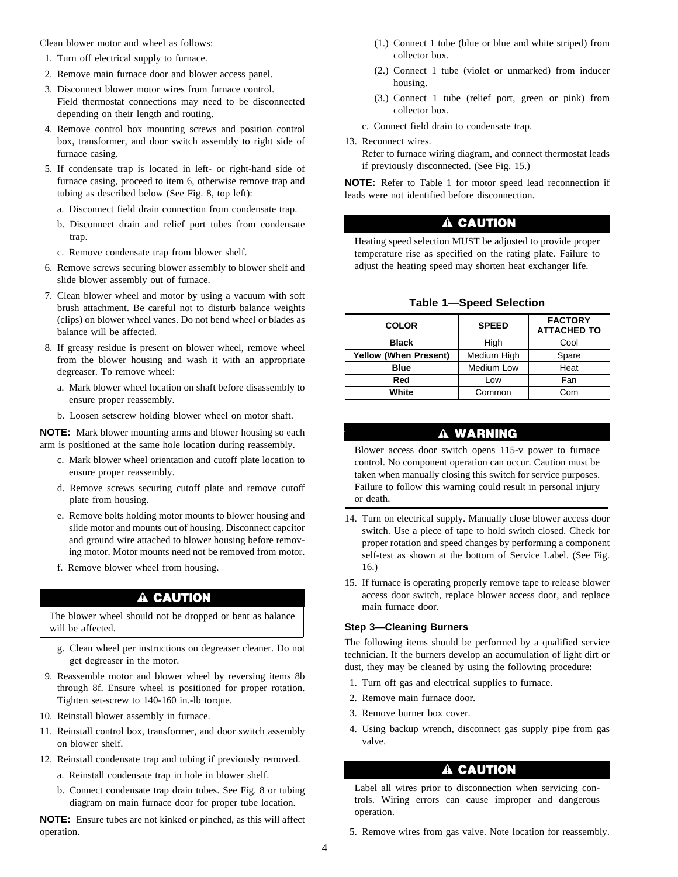Clean blower motor and wheel as follows:

1. Turn off electrical supply to furnace.
2. Remove main furnace door and blower access panel.
3. Disconnect blower motor wires from furnace control.
   Field thermostat connections may need to be disconnected depending on their length and routing.
4. Remove control box mounting screws and position control box, transformer, and door switch assembly to right side of furnace casing.
5. If condensate trap is located in left- or right-hand side of furnace casing, proceed to item 6, otherwise remove trap and tubing as described below (See Fig. 8, top left):
   a. Disconnect field drain connection from condensate trap.
   b. Disconnect drain and relief port tubes from condensate trap.
   c. Remove condensate trap from blower shelf.
6. Remove screws securing blower assembly to blower shelf and slide blower assembly out of furnace.
7. Clean blower wheel and motor by using a vacuum with soft brush attachment. Be careful not to disturb balance weights (clips) on blower wheel vanes. Do not bend wheel or blades as balance will be affected.
8. If greasy residue is present on blower wheel, remove wheel from the blower housing and wash it with an appropriate degreaser. To remove wheel:
   a. Mark blower wheel location on shaft before disassembly to ensure proper reassembly.
   b. Loosen setscrew holding blower wheel on motor shaft.

**NOTE:** Mark blower mounting arms and blower housing so each arm is positioned at the same hole location during reassembly.

   c. Mark blower wheel orientation and cutoff plate location to ensure proper reassembly.
   d. Remove screws securing cutoff plate and remove cutoff plate from housing.
   e. Remove bolts holding motor mounts to blower housing and slide motor and mounts out of housing. Disconnect capcitor and ground wire attached to blower housing before removing motor. Motor mounts need not be removed from motor.
   f. Remove blower wheel from housing.

**⚠ CAUTION**

The blower wheel should not be dropped or bent as balance will be affected.

   g. Clean wheel per instructions on degreaser cleaner. Do not get degreaser in the motor.
9. Reassemble motor and blower wheel by reversing items 8b through 8f. Ensure wheel is positioned for proper rotation. Tighten set-screw to 140-160 in.-lb torque.
10. Reinstall blower assembly in furnace.
11. Reinstall control box, transformer, and door switch assembly on blower shelf.
12. Reinstall condensate trap and tubing if previously removed.
    a. Reinstall condensate trap in hole in blower shelf.
    b. Connect condensate trap drain tubes. See Fig. 8 or tubing diagram on main furnace door for proper tube location.

**NOTE:** Ensure tubes are not kinked or pinched, as this will affect operation.

    (1.) Connect 1 tube (blue or blue and white striped) from collector box.
    (2.) Connect 1 tube (violet or unmarked) from inducer housing.
    (3.) Connect 1 tube (relief port, green or pink) from collector box.
    c. Connect field drain to condensate trap.
13. Reconnect wires.
    Refer to furnace wiring diagram, and connect thermostat leads if previously disconnected. (See Fig. 15.)

**NOTE:** Refer to Table 1 for motor speed lead reconnection if leads were not identified before disconnection.

**⚠ CAUTION**

Heating speed selection MUST be adjusted to provide proper temperature rise as specified on the rating plate. Failure to adjust the heating speed may shorten heat exchanger life.

**Table 1—Speed Selection**

| COLOR | SPEED | FACTORY ATTACHED TO |
|---|---|---|
| Black | High | Cool |
| Yellow (When Present) | Medium High | Spare |
| Blue | Medium Low | Heat |
| Red | Low | Fan |
| White | Common | Com |

**⚠ WARNING**

Blower access door switch opens 115-v power to furnace control. No component operation can occur. Caution must be taken when manually closing this switch for service purposes. Failure to follow this warning could result in personal injury or death.

14. Turn on electrical supply. Manually close blower access door switch. Use a piece of tape to hold switch closed. Check for proper rotation and speed changes by performing a component self-test as shown at the bottom of Service Label. (See Fig. 16.)
15. If furnace is operating properly remove tape to release blower access door switch, replace blower access door, and replace main furnace door.

### Step 3—Cleaning Burners

The following items should be performed by a qualified service technician. If the burners develop an accumulation of light dirt or dust, they may be cleaned by using the following procedure:

1. Turn off gas and electrical supplies to furnace.
2. Remove main furnace door.
3. Remove burner box cover.
4. Using backup wrench, disconnect gas supply pipe from gas valve.

**⚠ CAUTION**

Label all wires prior to disconnection when servicing controls. Wiring errors can cause improper and dangerous operation.

5. Remove wires from gas valve. Note location for reassembly.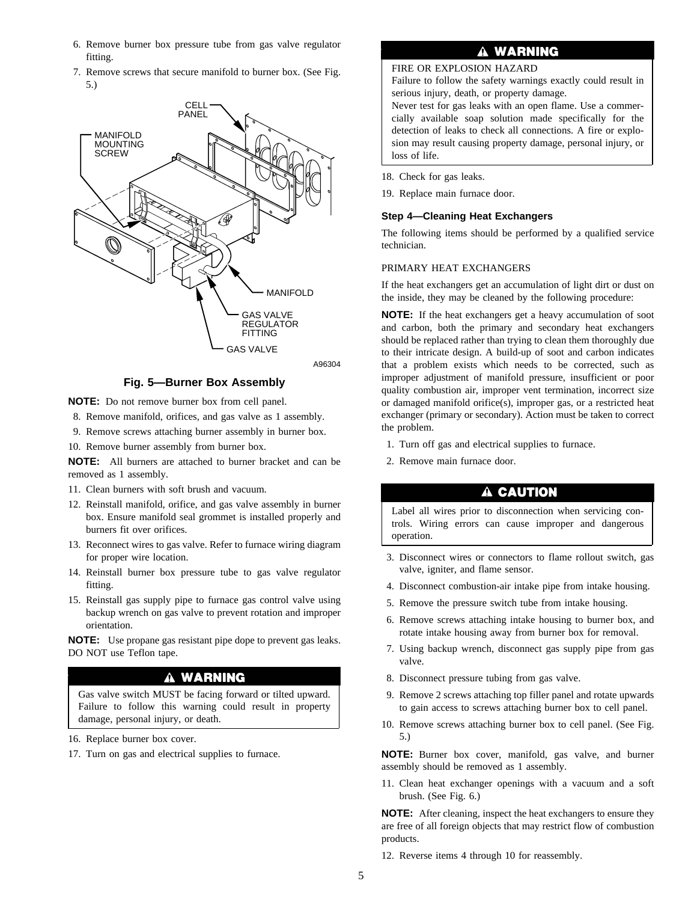6. Remove burner box pressure tube from gas valve regulator fitting.
7. Remove screws that secure manifold to burner box. (See Fig. 5.)

Fig. 5—Burner Box Assembly

**NOTE:** Do not remove burner box from cell panel.

8. Remove manifold, orifices, and gas valve as 1 assembly.
9. Remove screws attaching burner assembly in burner box.
10. Remove burner assembly from burner box.

**NOTE:** All burners are attached to burner bracket and can be removed as 1 assembly.

11. Clean burners with soft brush and vacuum.
12. Reinstall manifold, orifice, and gas valve assembly in burner box. Ensure manifold seal grommet is installed properly and burners fit over orifices.
13. Reconnect wires to gas valve. Refer to furnace wiring diagram for proper wire location.
14. Reinstall burner box pressure tube to gas valve regulator fitting.
15. Reinstall gas supply pipe to furnace gas control valve using backup wrench on gas valve to prevent rotation and improper orientation.

**NOTE:** Use propane gas resistant pipe dope to prevent gas leaks. DO NOT use Teflon tape.

> **⚠ WARNING**
>
> Gas valve switch MUST be facing forward or tilted upward. Failure to follow this warning could result in property damage, personal injury, or death.

16. Replace burner box cover.
17. Turn on gas and electrical supplies to furnace.

> **⚠ WARNING**
>
> FIRE OR EXPLOSION HAZARD
>
> Failure to follow the safety warnings exactly could result in serious injury, death, or property damage.
>
> Never test for gas leaks with an open flame. Use a commercially available soap solution made specifically for the detection of leaks to check all connections. A fire or explosion may result causing property damage, personal injury, or loss of life.

18. Check for gas leaks.
19. Replace main furnace door.

### Step 4—Cleaning Heat Exchangers

The following items should be performed by a qualified service technician.

PRIMARY HEAT EXCHANGERS

If the heat exchangers get an accumulation of light dirt or dust on the inside, they may be cleaned by the following procedure:

**NOTE:** If the heat exchangers get a heavy accumulation of soot and carbon, both the primary and secondary heat exchangers should be replaced rather than trying to clean them thoroughly due to their intricate design. A build-up of soot and carbon indicates that a problem exists which needs to be corrected, such as improper adjustment of manifold pressure, insufficient or poor quality combustion air, improper vent termination, incorrect size or damaged manifold orifice(s), improper gas, or a restricted heat exchanger (primary or secondary). Action must be taken to correct the problem.

1. Turn off gas and electrical supplies to furnace.
2. Remove main furnace door.

> **⚠ CAUTION**
>
> Label all wires prior to disconnection when servicing controls. Wiring errors can cause improper and dangerous operation.

3. Disconnect wires or connectors to flame rollout switch, gas valve, igniter, and flame sensor.
4. Disconnect combustion-air intake pipe from intake housing.
5. Remove the pressure switch tube from intake housing.
6. Remove screws attaching intake housing to burner box, and rotate intake housing away from burner box for removal.
7. Using backup wrench, disconnect gas supply pipe from gas valve.
8. Disconnect pressure tubing from gas valve.
9. Remove 2 screws attaching top filler panel and rotate upwards to gain access to screws attaching burner box to cell panel.
10. Remove screws attaching burner box to cell panel. (See Fig. 5.)

**NOTE:** Burner box cover, manifold, gas valve, and burner assembly should be removed as 1 assembly.

11. Clean heat exchanger openings with a vacuum and a soft brush. (See Fig. 6.)

**NOTE:** After cleaning, inspect the heat exchangers to ensure they are free of all foreign objects that may restrict flow of combustion products.

12. Reverse items 4 through 10 for reassembly.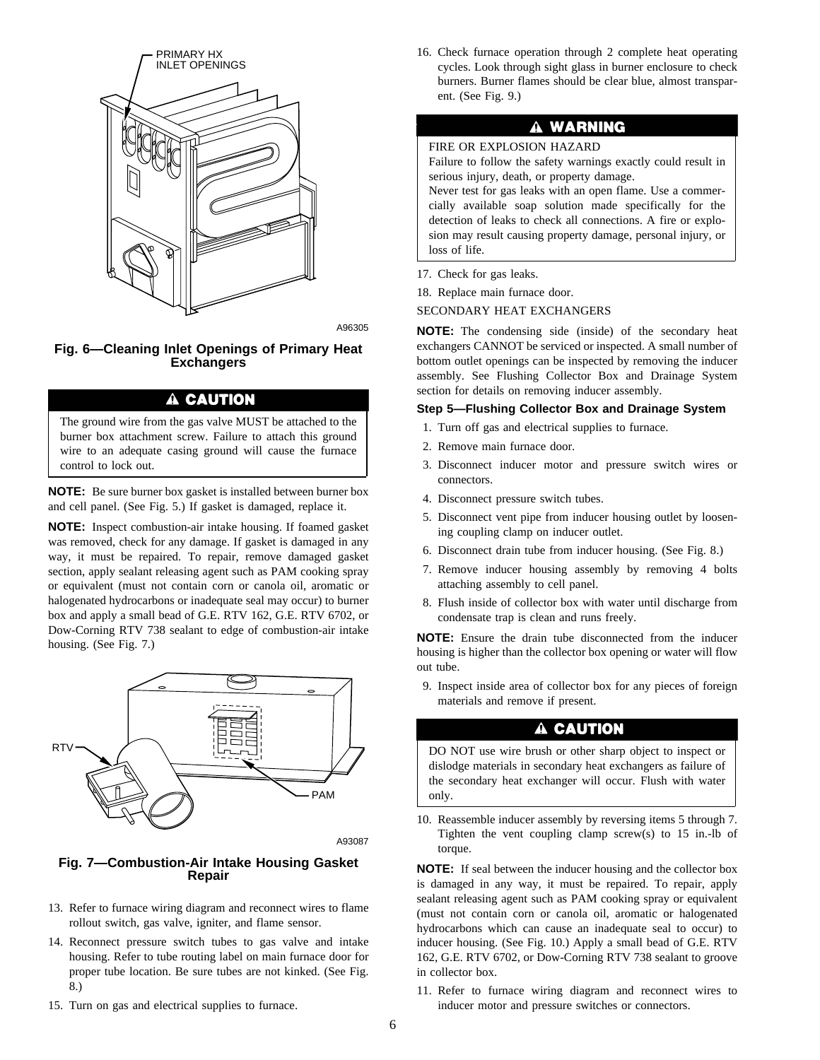PRIMARY HX INLETOPENINGS

A96305

**Fig. 6—Cleaning Inlet Openings of Primary Heat Exchangers**

**⚠ CAUTION**

The ground wire from the gas valve MUST be attached to the burner box attachment screw. Failure to attach this ground wire to an adequate casing ground will cause the furnace control to lock out.

**NOTE:** Be sure burner box gasket is installed between burner box and cell panel. (See Fig. 5.) If gasket is damaged, replace it.

**NOTE:** Inspect combustion-air intake housing. If foamed gasket was removed, check for any damage. If gasket is damaged in any way, it must be repaired. To repair, remove damaged gasket section, apply sealant releasing agent such as PAM cooking spray or equivalent (must not contain corn or canola oil, aromatic or halogenated hydrocarbons or inadequate seal may occur) to burner box and apply a small bead of G.E. RTV 162, G.E. RTV 6702, or Dow-Corning RTV 738 sealant to edge of combustion-air intake housing. (See Fig. 7.)

RTV

PAM

A93087

**Fig. 7—Combustion-Air Intake Housing Gasket Repair**

13. Refer to furnace wiring diagram and reconnect wires to flame rollout switch, gas valve, igniter, and flame sensor.
14. Reconnect pressure switch tubes to gas valve and intake housing. Refer to tube routing label on main furnace door for proper tube location. Be sure tubes are not kinked. (See Fig. 8.)
15. Turn on gas and electrical supplies to furnace.
16. Check furnace operation through 2 complete heat operating cycles. Look through sight glass in burner enclosure to check burners. Burner flames should be clear blue, almost transparent. (See Fig. 9.)

**⚠ WARNING**

FIRE OR EXPLOSION HAZARD

Failure to follow the safety warnings exactly could result in serious injury, death, or property damage.

Never test for gas leaks with an open flame. Use a commercially available soap solution made specifically for the detection of leaks to check all connections. A fire or explosion may result causing property damage, personal injury, or loss of life.

17. Check for gas leaks.
18. Replace main furnace door.

SECONDARY HEAT EXCHANGERS

**NOTE:** The condensing side (inside) of the secondary heat exchangers CANNOT be serviced or inspected. A small number of bottom outlet openings can be inspected by removing the inducer assembly. See Flushing Collector Box and Drainage System section for details on removing inducer assembly.

### Step 5—Flushing Collector Box and Drainage System

1. Turn off gas and electrical supplies to furnace.
2. Remove main furnace door.
3. Disconnect inducer motor and pressure switch wires or connectors.
4. Disconnect pressure switch tubes.
5. Disconnect vent pipe from inducer housing outlet by loosening coupling clamp on inducer outlet.
6. Disconnect drain tube from inducer housing. (See Fig. 8.)
7. Remove inducer housing assembly by removing 4 bolts attaching assembly to cell panel.
8. Flush inside of collector box with water until discharge from condensate trap is clean and runs freely.

**NOTE:** Ensure the drain tube disconnected from the inducer housing is higher than the collector box opening or water will flow out tube.

9. Inspect inside area of collector box for any pieces of foreign materials and remove if present.

**⚠ CAUTION**

DO NOT use wire brush or other sharp object to inspect or dislodge materials in secondary heat exchangers as failure of the secondary heat exchanger will occur. Flush with water only.

10. Reassemble inducer assembly by reversing items 5 through 7. Tighten the vent coupling clamp screw(s) to 15 in.-lb of torque.

**NOTE:** If seal between the inducer housing and the collector box is damaged in any way, it must be repaired. To repair, apply sealant releasing agent such as PAM cooking spray or equivalent (must not contain corn or canola oil, aromatic or halogenated hydrocarbons which can cause an inadequate seal to occur) to inducer housing. (See Fig. 10.) Apply a small bead of G.E. RTV 162, G.E. RTV 6702, or Dow-Corning RTV 738 sealant to groove in collector box.

11. Refer to furnace wiring diagram and reconnect wires to inducer motor and pressure switches or connectors.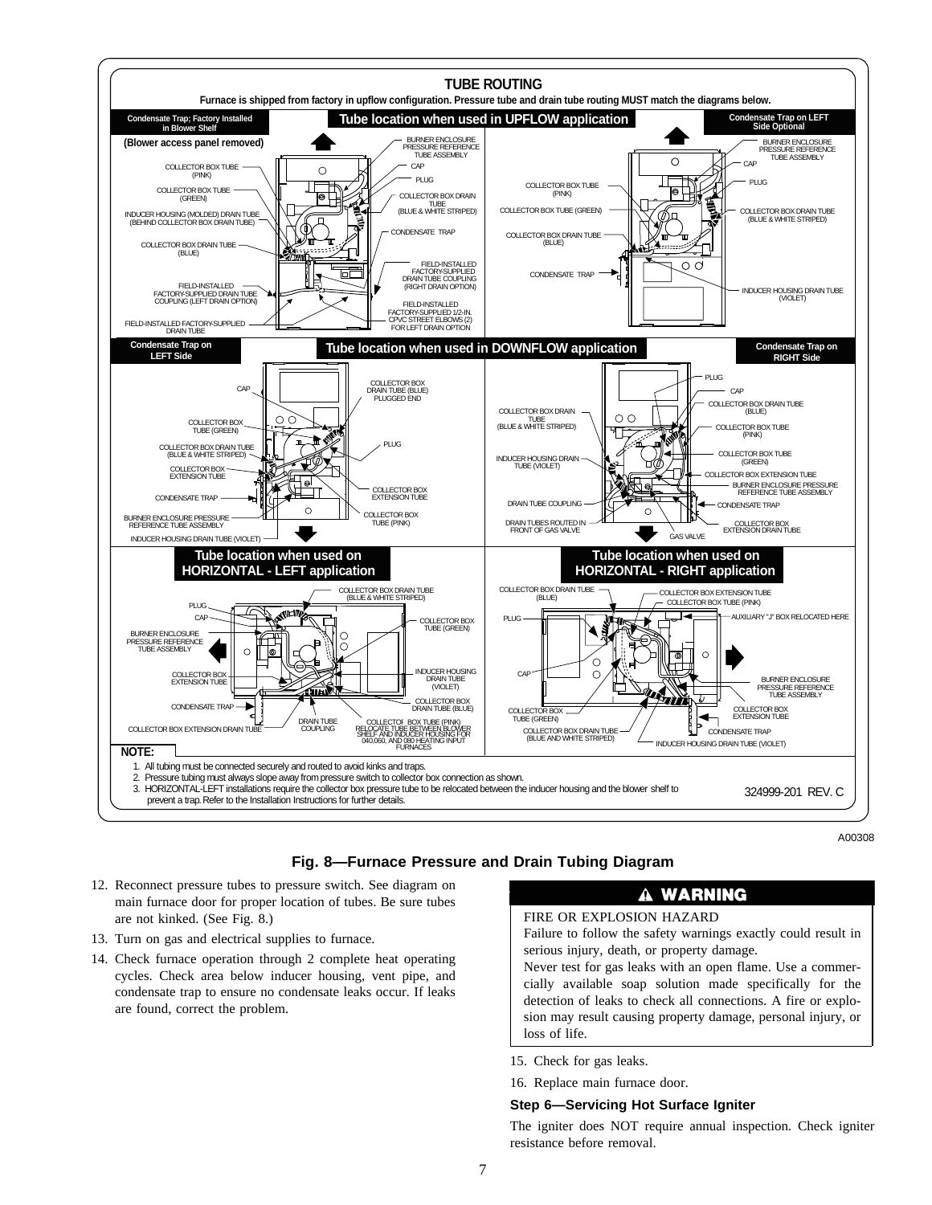TUBE ROUTING

Furnace is shipped from factory in upflow configuration. Pressure tube and drain tube routing MUST match the diagrams below.

NOTE:
1. All tubing must be connected securely and routed to avoid kinks and traps.
2. Pressure tubing must always slope away from pressure switch to collector box connection as shown.
3. HORIZONTAL-LEFT installations require the collector box pressure tube to be relocated between the inducer housing and the blower shelf to prevent a trap. Refer to the Installation Instructions for further details.

324999-201 REV. C

A00308

**Fig. 8—Furnace Pressure and Drain Tubing Diagram**

12. Reconnect pressure tubes to pressure switch. See diagram on main furnace door for proper location of tubes. Be sure tubes are not kinked. (See Fig. 8.)
13. Turn on gas and electrical supplies to furnace.
14. Check furnace operation through 2 complete heat operating cycles. Check area below inducer housing, vent pipe, and condensate trap to ensure no condensate leaks occur. If leaks are found, correct the problem.

**⚠ WARNING**

FIRE OR EXPLOSION HAZARD

Failure to follow the safety warnings exactly could result in serious injury, death, or property damage.

Never test for gas leaks with an open flame. Use a commercially available soap solution made specifically for the detection of leaks to check all connections. A fire or explosion may result causing property damage, personal injury, or loss of life.

15. Check for gas leaks.
16. Replace main furnace door.

### Step 6—Servicing Hot Surface Igniter

The igniter does NOT require annual inspection. Check igniter resistance before removal.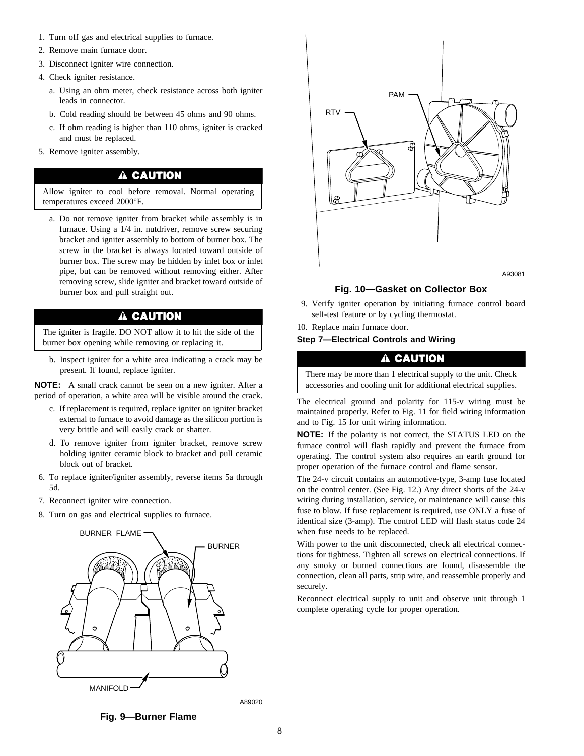1. Turn off gas and electrical supplies to furnace.
2. Remove main furnace door.
3. Disconnect igniter wire connection.
4. Check igniter resistance.
   a. Using an ohm meter, check resistance across both igniter leads in connector.
   b. Cold reading should be between 45 ohms and 90 ohms.
   c. If ohm reading is higher than 110 ohms, igniter is cracked and must be replaced.
5. Remove igniter assembly.

**⚠ CAUTION**

Allow igniter to cool before removal. Normal operating temperatures exceed 2000°F.

   a. Do not remove igniter from bracket while assembly is in furnace. Using a 1/4 in. nutdriver, remove screw securing bracket and igniter assembly to bottom of burner box. The screw in the bracket is always located toward outside of burner box. The screw may be hidden by inlet box or inlet pipe, but can be removed without removing either. After removing screw, slide igniter and bracket toward outside of burner box and pull straight out.

**⚠ CAUTION**

The igniter is fragile. DO NOT allow it to hit the side of the burner box opening while removing or replacing it.

   b. Inspect igniter for a white area indicating a crack may be present. If found, replace igniter.

**NOTE:** A small crack cannot be seen on a new igniter. After a period of operation, a white area will be visible around the crack.

   c. If replacement is required, replace igniter on igniter bracket external to furnace to avoid damage as the silicon portion is very brittle and will easily crack or shatter.
   d. To remove igniter from igniter bracket, remove screw holding igniter ceramic block to bracket and pull ceramic block out of bracket.

6. To replace igniter/igniter assembly, reverse items 5a through 5d.
7. Reconnect igniter wire connection.
8. Turn on gas and electrical supplies to furnace.

BURNER FLAME
BURNER
MANIFOLD
A89020

**Fig. 9—Burner Flame**

PAM
RTV
A93081

**Fig. 10—Gasket on Collector Box**

9. Verify igniter operation by initiating furnace control board self-test feature or by cycling thermostat.
10. Replace main furnace door.

**Step 7—Electrical Controls and Wiring**

**⚠ CAUTION**

There may be more than 1 electrical supply to the unit. Check accessories and cooling unit for additional electrical supplies.

The electrical ground and polarity for 115-v wiring must be maintained properly. Refer to Fig. 11 for field wiring information and to Fig. 15 for unit wiring information.

**NOTE:** If the polarity is not correct, the STATUS LED on the furnace control will flash rapidly and prevent the furnace from operating. The control system also requires an earth ground for proper operation of the furnace control and flame sensor.

The 24-v circuit contains an automotive-type, 3-amp fuse located on the control center. (See Fig. 12.) Any direct shorts of the 24-v wiring during installation, service, or maintenance will cause this fuse to blow. If fuse replacement is required, use ONLY a fuse of identical size (3-amp). The control LED will flash status code 24 when fuse needs to be replaced.

With power to the unit disconnected, check all electrical connections for tightness. Tighten all screws on electrical connections. If any smoky or burned connections are found, disassemble the connection, clean all parts, strip wire, and reassemble properly and securely.

Reconnect electrical supply to unit and observe unit through 1 complete operating cycle for proper operation.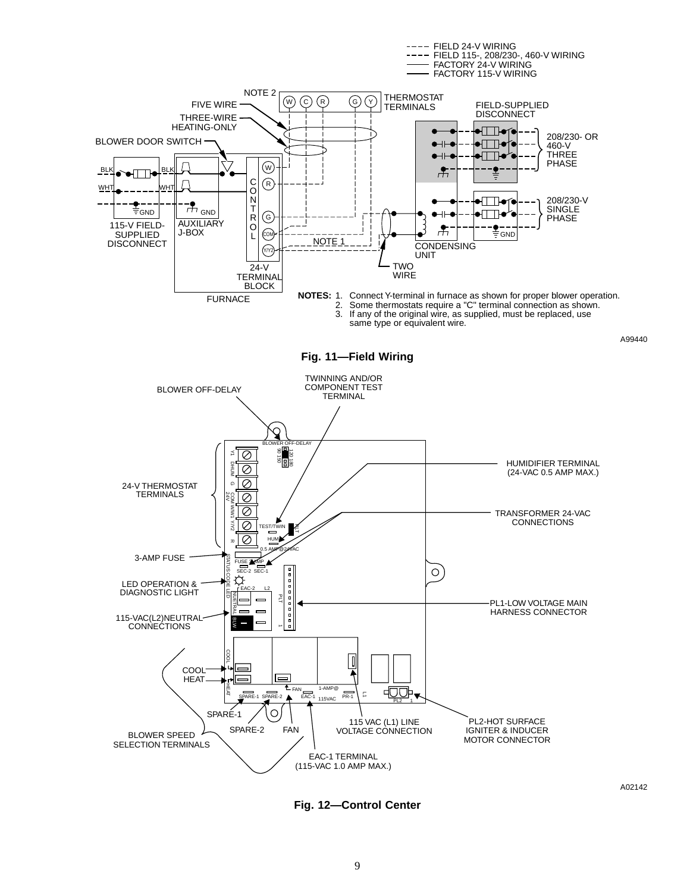---- FIELD 24-V WIRING
---- FIELD 115-, 208/230-, 460-V WIRING
—— FACTORY 24-V WIRING
—— FACTORY 115-V WIRING

NOTE 2

FIVE WIRE

THREE-WIRE HEATING-ONLY

BLOWER DOOR SWITCH

THERMOSTAT TERMINALS

W C R G Y

FIELD-SUPPLIED DISCONNECT

208/230- OR 460-V THREE PHASE

208/230-V SINGLE PHASE

BLK BLK WHT WHT GND GND

115-V FIELD-SUPPLIED DISCONNECT

AUXILIARY J-BOX

CONTROL

W R G COM Y/Y2

NOTE 1

24-V TERMINAL BLOCK

FURNACE

CONDENSING UNIT

TWO WIRE

GND

**NOTES:**
1. Connect Y-terminal in furnace as shown for proper blower operation.
2. Some thermostats require a "C" terminal connection as shown.
3. If any of the original wire, as supplied, must be replaced, use same type or equivalent wire.

A99440

**Fig. 11—Field Wiring**

BLOWER OFF-DELAY

TWINNING AND/OR COMPONENT TEST TERMINAL

HUMIDIFIER TERMINAL (24-VAC 0.5 AMP MAX.)

TRANSFORMER 24-VAC CONNECTIONS

24-V THERMOSTAT TERMINALS

3-AMP FUSE

LED OPERATION & DIAGNOSTIC LIGHT

115-VAC(L2)NEUTRAL CONNECTIONS

PL1-LOW VOLTAGE MAIN HARNESS CONNECTOR

COOL

HEAT

SPARE-1

SPARE-2

FAN

BLOWER SPEED SELECTION TERMINALS

EAC-1 TERMINAL (115-VAC 1.0 AMP MAX.)

115 VAC (L1) LINE VOLTAGE CONNECTION

PL2-HOT SURFACE IGNITER & INDUCER MOTOR CONNECTOR

A02142

**Fig. 12—Control Center**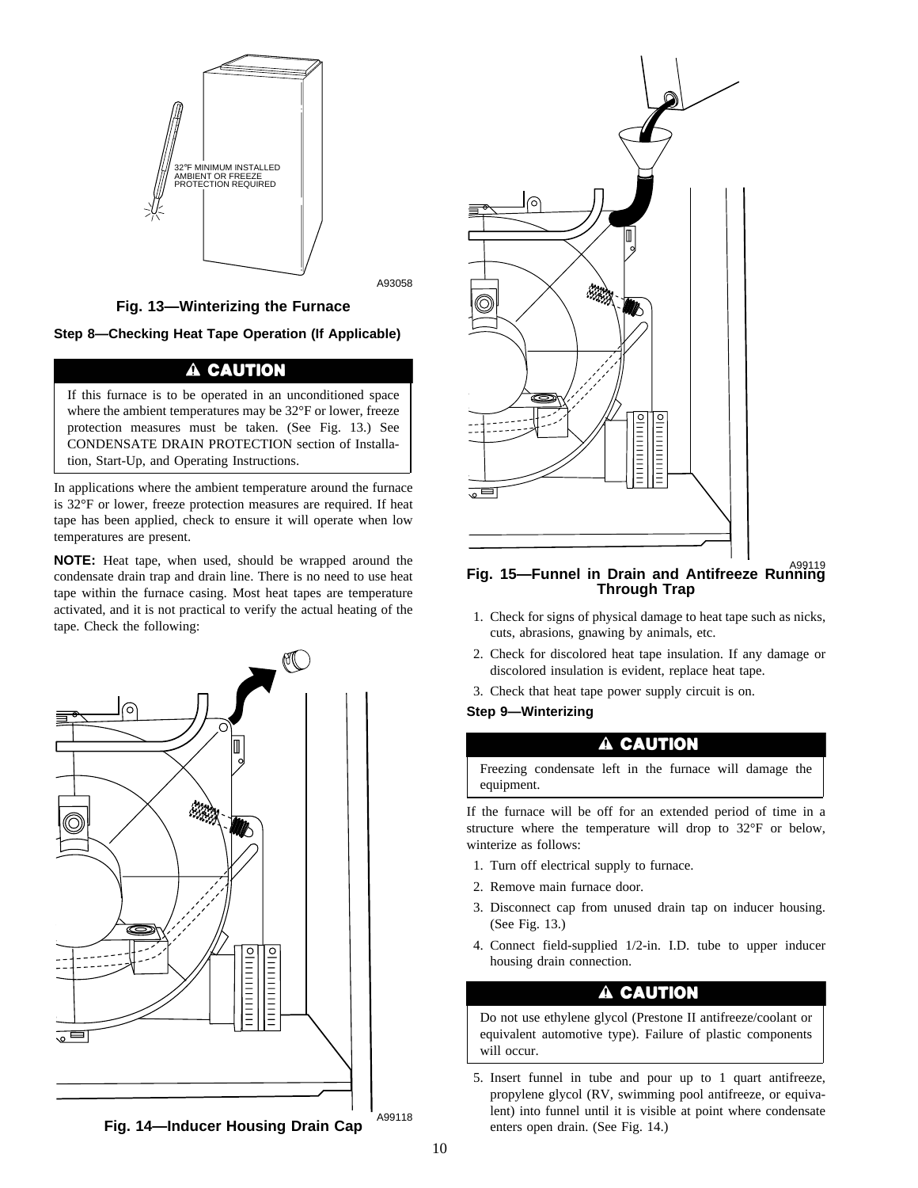32°F MINIMUM INSTALLED AMBIENT OR FREEZE PROTECTION REQUIRED

A93058

**Fig. 13—Winterizing the Furnace**

### Step 8—Checking Heat Tape Operation (If Applicable)

> **⚠ CAUTION**
>
> If this furnace is to be operated in an unconditioned space where the ambient temperatures may be 32°F or lower, freeze protection measures must be taken. (See Fig. 13.) See CONDENSATE DRAIN PROTECTION section of Installation, Start-Up, and Operating Instructions.

In applications where the ambient temperature around the furnace is 32°F or lower, freeze protection measures are required. If heat tape has been applied, check to ensure it will operate when low temperatures are present.

**NOTE:** Heat tape, when used, should be wrapped around the condensate drain trap and drain line. There is no need to use heat tape within the furnace casing. Most heat tapes are temperature activated, and it is not practical to verify the actual heating of the tape. Check the following:

A99118

**Fig. 14—Inducer Housing Drain Cap**

A99119

**Fig. 15—Funnel in Drain and Antifreeze Running Through Trap**

1. Check for signs of physical damage to heat tape such as nicks, cuts, abrasions, gnawing by animals, etc.
2. Check for discolored heat tape insulation. If any damage or discolored insulation is evident, replace heat tape.
3. Check that heat tape power supply circuit is on.

### Step 9—Winterizing

> **⚠ CAUTION**
>
> Freezing condensate left in the furnace will damage the equipment.

If the furnace will be off for an extended period of time in a structure where the temperature will drop to 32°F or below, winterize as follows:

1. Turn off electrical supply to furnace.
2. Remove main furnace door.
3. Disconnect cap from unused drain tap on inducer housing. (See Fig. 13.)
4. Connect field-supplied 1/2-in. I.D. tube to upper inducer housing drain connection.

> **⚠ CAUTION**
>
> Do not use ethylene glycol (Prestone II antifreeze/coolant or equivalent automotive type). Failure of plastic components will occur.

5. Insert funnel in tube and pour up to 1 quart antifreeze, propylene glycol (RV, swimming pool antifreeze, or equivalent) into funnel until it is visible at point where condensate enters open drain. (See Fig. 14.)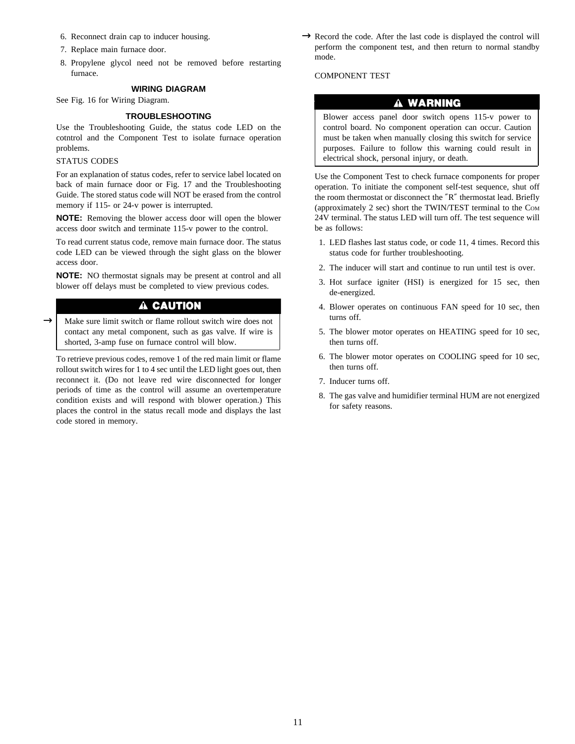6. Reconnect drain cap to inducer housing.
7. Replace main furnace door.
8. Propylene glycol need not be removed before restarting furnace.

### WIRING DIAGRAM

See Fig. 16 for Wiring Diagram.

### TROUBLESHOOTING

Use the Troubleshooting Guide, the status code LED on the cotntrol and the Component Test to isolate furnace operation problems.

STATUS CODES

For an explanation of status codes, refer to service label located on back of main furnace door or Fig. 17 and the Troubleshooting Guide. The stored status code will NOT be erased from the control memory if 115- or 24-v power is interrupted.

**NOTE:** Removing the blower access door will open the blower access door switch and terminate 115-v power to the control.

To read current status code, remove main furnace door. The status code LED can be viewed through the sight glass on the blower access door.

**NOTE:** NO thermostat signals may be present at control and all blower off delays must be completed to view previous codes.

**⚠ CAUTION**

→ Make sure limit switch or flame rollout switch wire does not contact any metal component, such as gas valve. If wire is shorted, 3-amp fuse on furnace control will blow.

To retrieve previous codes, remove 1 of the red main limit or flame rollout switch wires for 1 to 4 sec until the LED light goes out, then reconnect it. (Do not leave red wire disconnected for longer periods of time as the control will assume an overtemperature condition exists and will respond with blower operation.) This places the control in the status recall mode and displays the last code stored in memory.

→ Record the code. After the last code is displayed the control will perform the component test, and then return to normal standby mode.

COMPONENT TEST

**⚠ WARNING**

Blower access panel door switch opens 115-v power to control board. No component operation can occur. Caution must be taken when manually closing this switch for service purposes. Failure to follow this warning could result in electrical shock, personal injury, or death.

Use the Component Test to check furnace components for proper operation. To initiate the component self-test sequence, shut off the room thermostat or disconnect the ″R″ thermostat lead. Briefly (approximately 2 sec) short the TWIN/TEST terminal to the COM 24V terminal. The status LED will turn off. The test sequence will be as follows:

1. LED flashes last status code, or code 11, 4 times. Record this status code for further troubleshooting.
2. The inducer will start and continue to run until test is over.
3. Hot surface igniter (HSI) is energized for 15 sec, then de-energized.
4. Blower operates on continuous FAN speed for 10 sec, then turns off.
5. The blower motor operates on HEATING speed for 10 sec, then turns off.
6. The blower motor operates on COOLING speed for 10 sec, then turns off.
7. Inducer turns off.
8. The gas valve and humidifier terminal HUM are not energized for safety reasons.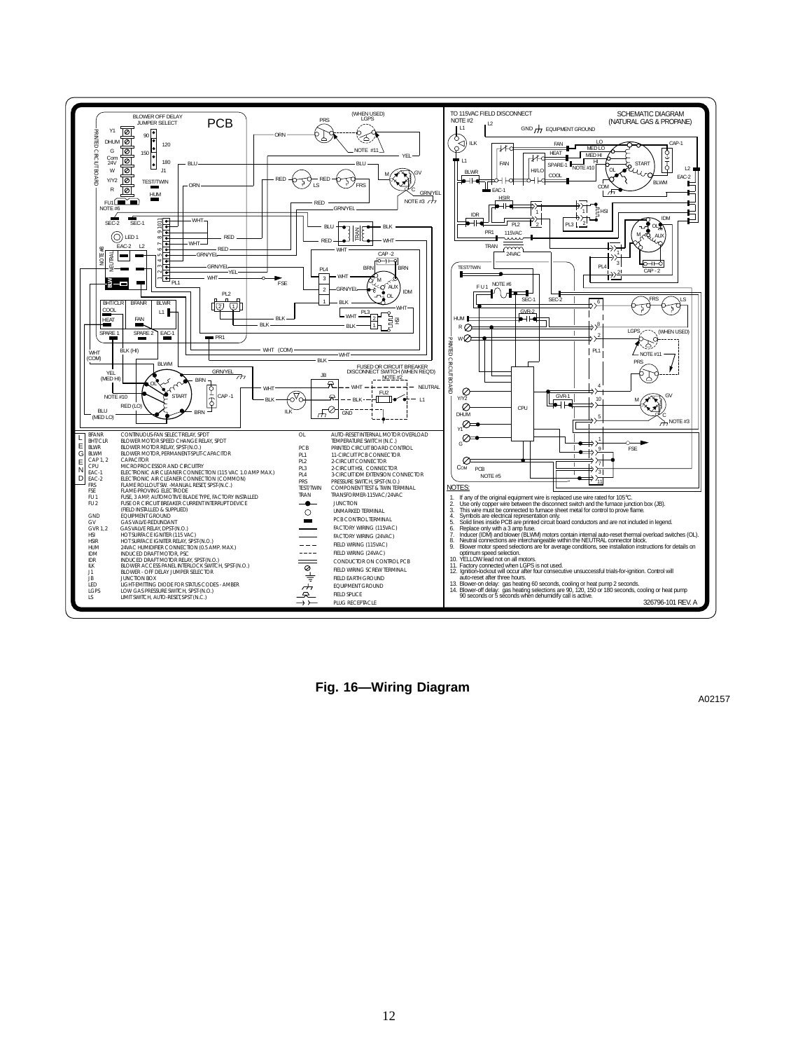## LEGEND

| Abbreviation | Description |
|---|---|
| BFANR | CONTINUOUS-FAN SELECT RELAY, SPDT |
| BHT/CLR | BLOWER MOTOR SPEED CHANGE RELAY, SPDT |
| BLWR | BLOWER MOTOR RELAY, SPST-(N.O.) |
| BLWM | BLOWER MOTOR, PERMANENT-SPLIT-CAPACITOR |
| CAP 1, 2 | CAPACITOR |
| CPU | MICROPROCESSOR AND CIRCUITRY |
| EAC-1 | ELECTRONIC AIR CLEANER CONNECTION (115 VAC 1.0 AMP MAX.) |
| EAC-2 | ELECTRONIC AIR CLEANER CONNECTION (COMMON) |
| FRS | FLAME ROLLOUT SW. -MANUAL RESET, SPST-(N.C.) |
| FSE | FLAME-PROVING ELECTRODE |
| FU 1 | FUSE, 3 AMP, AUTOMOTIVE BLADE TYPE, FACTORY INSTALLED |
| FU 2 | FUSE OR CIRCUIT BREAKER CURRENT INTERRUPT DEVICE (FIELD INSTALLED & SUPPLIED) |
| GND | EQUIPMENT GROUND |
| GV | GAS VALVE-REDUNDANT |
| GVR 1,2 | GAS VALVE RELAY, DPST-(N.O.) |
| HSI | HOT SURFACE IGNITER (115 VAC) |
| HSIR | HOT SURFACE IGNITER RELAY, SPST-(N.O.) |
| HUM | 24VAC HUMIDIFIER CONNECTION (0.5 AMP. MAX.) |
| IDM | INDUCED DRAFT MOTOR, PSC |
| IDR | INDUCED DRAFT MOTOR RELAY, SPST-(N.O.) |
| ILK | BLOWER ACCESS PANEL INTERLOCK SWITCH, SPST-(N.O.) |
| J1 | BLOWER - OFF DELAY JUMPER SELECTOR |
| JB | JUNCTION BOX |
| LED | LIGHT-EMITTING DIODE FOR STATUS CODES - AMBER |
| LGPS | LOW GAS PRESSURE SWITCH, SPST-(N.O.) |
| LS | LIMIT SWITCH, AUTO-RESET, SPST (N.C.) |
| OL | AUTO-RESET INTERNAL MOTOR OVERLOAD TEMPERATURE SWITCH (N.C.) |
| PCB | PRINTED CIRCUIT BOARD CONTROL |
| PL1 | 11-CIRCUIT PCB CONNECTOR |
| PL2 | 2-CIRCUIT CONNECTOR |
| PL3 | 2-CIRCUIT HSI, CONNECTOR |
| PL4 | 3-CIRCUIT IDM EXTENSION CONNECTOR |
| PRS | PRESSURE SWITCH, SPST-(N.O.) |
| TEST/TWIN | COMPONENT TEST & TWIN TERMINAL |
| TRAN | TRANSFORMER-115VAC/24VAC |

Symbols: JUNCTION; UNMARKED TERMINAL; PCB CONTROL TERMINAL; FACTORY WIRING (115VAC); FACTORY WIRING (24VAC); FIELD WIRING (115VAC); FIELD WIRING (24VAC); CONDUCTOR ON CONTROL PCB; FIELD WIRING SCREW TERMINAL; FIELD EARTH GROUND; EQUIPMENT GROUND; FIELD SPLICE; PLUG RECEPTACLE

## NOTES:

1. If any of the original equipment wire is replaced use wire rated for 105°C.
2. Use only copper wire between the disconnect switch and the furnace junction box (JB).
3. This wire must be connected to furnace sheet metal for control to prove flame.
4. Symbols are electrical representation only.
5. Solid lines inside PCB are printed circuit board conductors and are not included in legend.
6. Replace only with a 3 amp fuse.
7. Inducer (IDM) and blower (BLWM) motors contain internal auto-reset thermal overload switches (OL).
8. Neutral connections are interchangeable within the NEUTRAL connector block.
9. Blower motor speed selections are for average conditions, see installation instructions for details on optimum speed selection.
10. YELLOW lead not on all motors.
11. Factory connected when LGPS is not used.
12. Ignition-lockout will occur after four consecutive unsuccessful trials-for-ignition. Control will auto-reset after three hours.
13. Blower-on delay: gas heating 60 seconds, cooling or heat pump 2 seconds.
14. Blower-off delay: gas heating selections are 90, 120, 150 or 180 seconds, cooling or heat pump 90 seconds or 5 seconds when dehumidify call is active.

326796-101 REV. A

**Fig. 16—Wiring Diagram**

A02157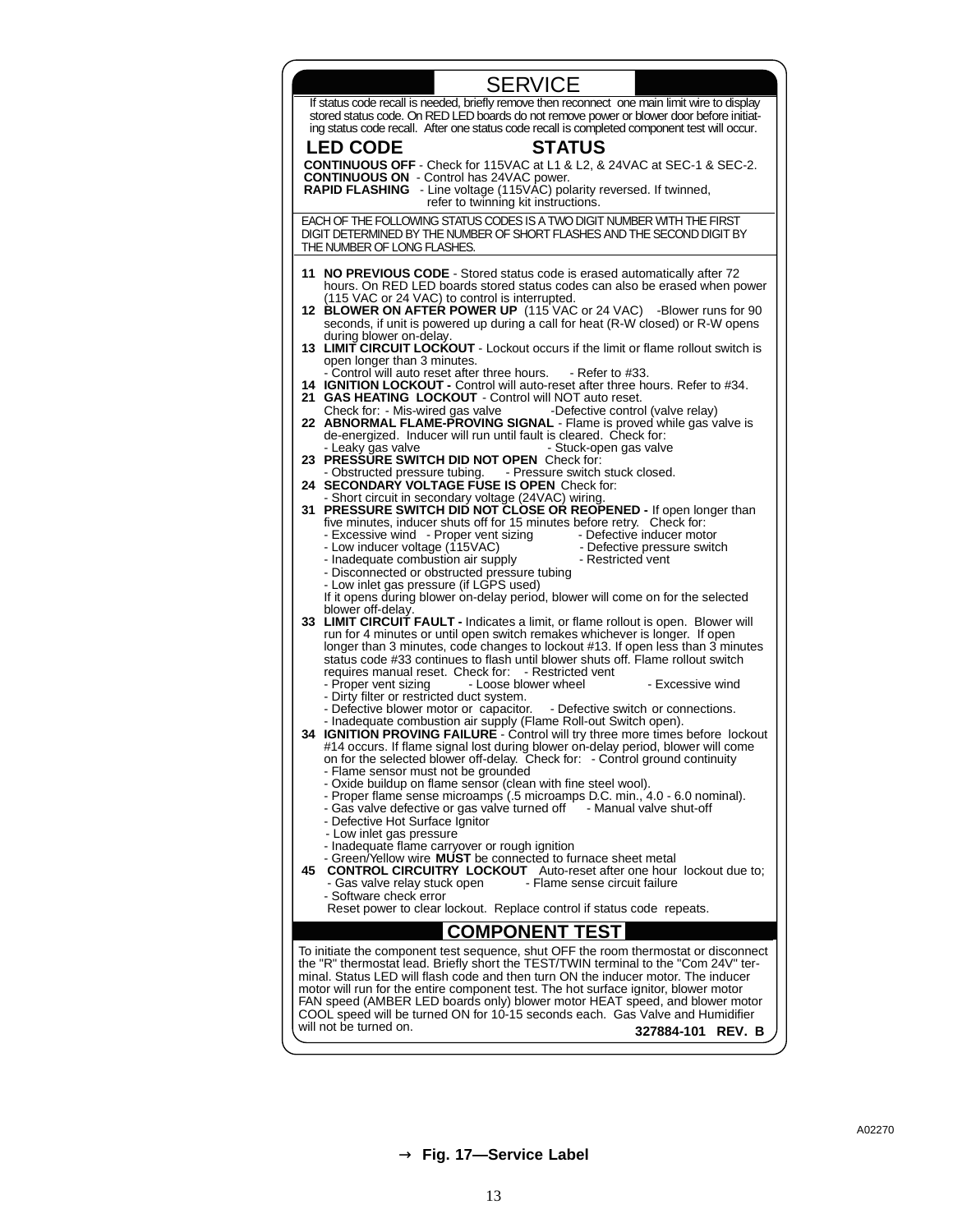## SERVICE

If status code recall is needed, briefly remove then reconnect one main limit wire to display stored status code. On RED LED boards do not remove power or blower door before initiating status code recall. After one status code recall is completed component test will occur.

**LED CODE** **STATUS**

**CONTINUOUS OFF** - Check for 115VAC at L1 & L2, & 24VAC at SEC-1 & SEC-2.
**CONTINUOUS ON** - Control has 24VAC power.
**RAPID FLASHING** - Line voltage (115VAC) polarity reversed. If twinned, refer to twinning kit instructions.

EACH OF THE FOLLOWING STATUS CODES IS A TWO DIGIT NUMBER WITH THE FIRST DIGIT DETERMINED BY THE NUMBER OF SHORT FLASHES AND THE SECOND DIGIT BY THE NUMBER OF LONG FLASHES.

**11 NO PREVIOUS CODE** - Stored status code is erased automatically after 72 hours. On RED LED boards stored status codes can also be erased when power (115 VAC or 24 VAC) to control is interrupted.

**12 BLOWER ON AFTER POWER UP** (115 VAC or 24 VAC) -Blower runs for 90 seconds, if unit is powered up during a call for heat (R-W closed) or R-W opens during blower on-delay.

**13 LIMIT CIRCUIT LOCKOUT** - Lockout occurs if the limit or flame rollout switch is open longer than 3 minutes.
- Control will auto reset after three hours.
- Refer to #33.

**14 IGNITION LOCKOUT -** Control will auto-reset after three hours. Refer to #34.

**21 GAS HEATING LOCKOUT** - Control will NOT auto reset.
Check for:
- Mis-wired gas valve
- Defective control (valve relay)

**22 ABNORMAL FLAME-PROVING SIGNAL** - Flame is proved while gas valve is de-energized. Inducer will run until fault is cleared. Check for:
- Leaky gas valve
- Stuck-open gas valve

**23 PRESSURE SWITCH DID NOT OPEN** Check for:
- Obstructed pressure tubing.
- Pressure switch stuck closed.

**24 SECONDARY VOLTAGE FUSE IS OPEN** Check for:
- Short circuit in secondary voltage (24VAC) wiring.

**31 PRESSURE SWITCH DID NOT CLOSE OR REOPENED -** If open longer than five minutes, inducer shuts off for 15 minutes before retry. Check for:
- Excessive wind
- Proper vent sizing
- Defective inducer motor
- Low inducer voltage (115VAC)
- Defective pressure switch
- Inadequate combustion air supply
- Restricted vent
- Disconnected or obstructed pressure tubing
- Low inlet gas pressure (if LGPS used)

If it opens during blower on-delay period, blower will come on for the selected blower off-delay.

**33 LIMIT CIRCUIT FAULT -** Indicates a limit, or flame rollout is open. Blower will run for 4 minutes or until open switch remakes whichever is longer. If open longer than 3 minutes, code changes to lockout #13. If open less than 3 minutes status code #33 continues to flash until blower shuts off. Flame rollout switch requires manual reset. Check for:
- Restricted vent
- Proper vent sizing
- Loose blower wheel
- Excessive wind
- Dirty filter or restricted duct system.
- Defective blower motor or capacitor.
- Defective switch or connections.
- Inadequate combustion air supply (Flame Roll-out Switch open).

**34 IGNITION PROVING FAILURE** - Control will try three more times before lockout #14 occurs. If flame signal lost during blower on-delay period, blower will come on for the selected blower off-delay. Check for:
- Control ground continuity
- Flame sensor must not be grounded
- Oxide buildup on flame sensor (clean with fine steel wool).
- Proper flame sense microamps (.5 microamps D.C. min., 4.0 - 6.0 nominal).
- Gas valve defective or gas valve turned off
- Manual valve shut-off
- Defective Hot Surface Ignitor
- Low inlet gas pressure
- Inadequate flame carryover or rough ignition
- Green/Yellow wire **MUST** be connected to furnace sheet metal

**45 CONTROL CIRCUITRY LOCKOUT** Auto-reset after one hour lockout due to;
- Gas valve relay stuck open
- Flame sense circuit failure
- Software check error

Reset power to clear lockout. Replace control if status code repeats.

## COMPONENT TEST

To initiate the component test sequence, shut OFF the room thermostat or disconnect the "R" thermostat lead. Briefly short the TEST/TWIN terminal to the "Com 24V" terminal. Status LED will flash code and then turn ON the inducer motor. The inducer motor will run for the entire component test. The hot surface ignitor, blower motor FAN speed (AMBER LED boards only) blower motor HEAT speed, and blower motor COOL speed will be turned ON for 10-15 seconds each. Gas Valve and Humidifier will not be turned on.

**327884-101 REV. B**

A02270

→ **Fig. 17—Service Label**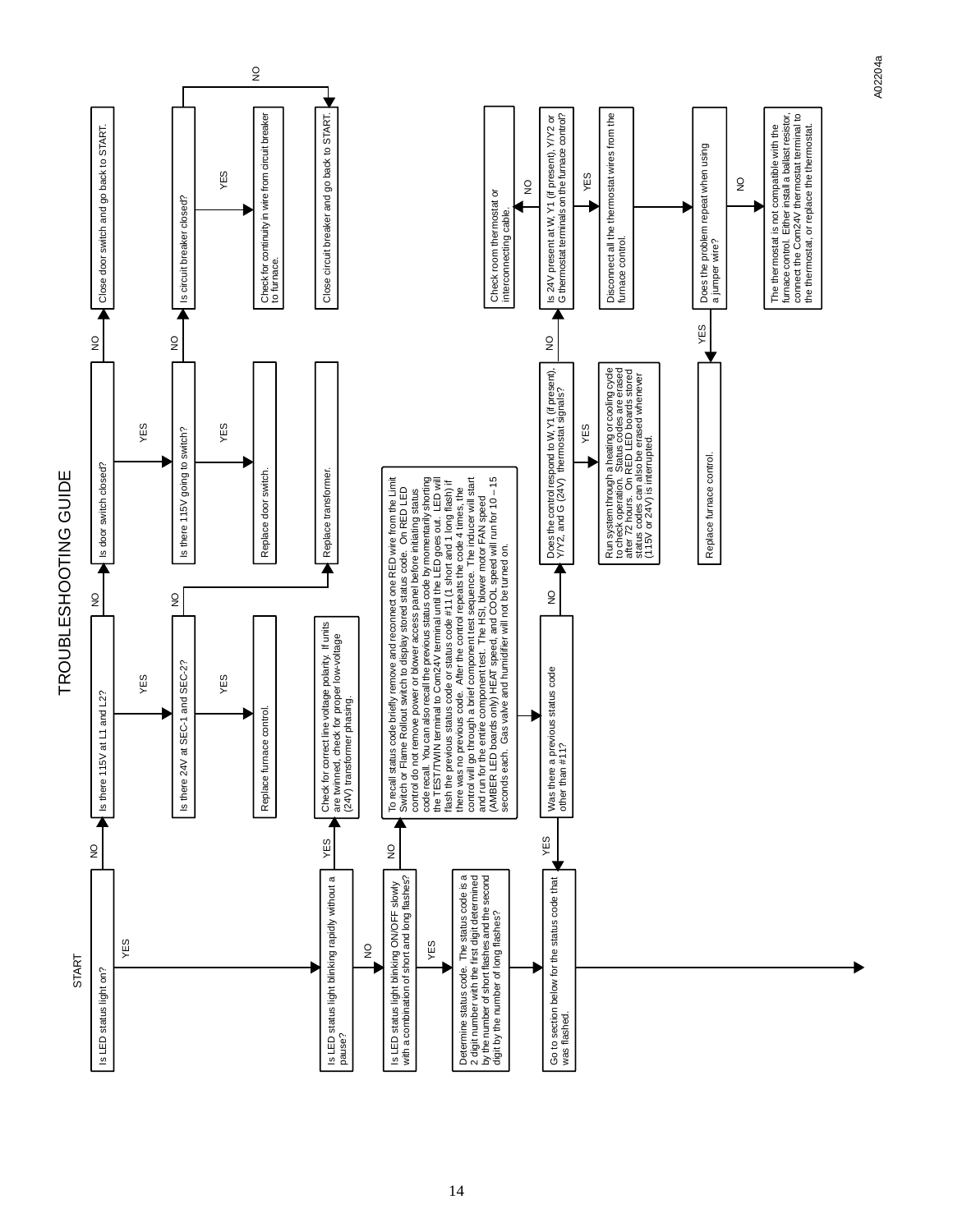# TROUBLESHOOTING GUIDE

START

- **Is LED status light on?**
  - NO → **Is there 115V at L1 and L2?**
    - NO → **Is door switch closed?**
      - NO → Close door switch and go back to START.
      - YES → **Is there 115V going to switch?**
        - NO → **Is circuit breaker closed?**
          - NO → Close circuit breaker and go back to START.
          - YES → Check for continuity in wire from circuit breaker to furnace.
        - YES → Replace door switch.
    - YES → **Is there 24V at SEC-1 and SEC-2?**
      - NO → Replace transformer.
      - YES → Replace furnace control.
  - YES → **Is LED status light blinking rapidly without a pause?**
    - YES → Check for correct line voltage polarity. If units are twinned, check for proper low-voltage (24V) transformer phasing.
    - NO → **Is LED status light blinking ON/OFF slowly with a combination of short and long flashes?**
      - NO → To recall status code briefly remove and reconnect one RED wire from the Limit Switch or Flame Rollout switch to display stored status code. On RED LED control do not remove power or blower access panel before initiating status code recall. You can also recall the previous status code by momentarily shorting the TEST/TWIN terminal to Com24V terminal until the LED goes out. LED will flash the previous status code or status code #11 (1 short and 1 long flash) if there was no previous code. After the control repeats the code 4 times, the control will go through a brief component test sequence. The inducer will start and run for the entire component test. The HSI, blower motor FAN speed (AMBER LED boards only) HEAT speed, and COOL speed will run for 10 – 15 seconds each. Gas valve and humidifier will not be turned on.
        - **Was there a previous status code other than #11?**
          - YES → Go to section below for the status code that was flashed.
          - NO → **Does the control respond to W, Y1 (if present), Y/Y2, and G (24V) thermostat signals?**
            - YES → Run system through a heating or cooling cycle to check operation. Status codes are erased after 72 hours. On RED LED boards stored status codes can also be erased whenever (115V or 24V) is interrupted.
            - NO → **Is 24V present at W, Y1 (if present), Y/Y2 or G thermostat terminals on the furnace control?**
              - NO → Check room thermostat or interconnecting cable.
              - YES → Disconnect all the thermostat wires from the furnace control.
                - **Does the problem repeat when using a jumper wire?**
                  - YES → Replace furnace control.
                  - NO → The thermostat is not compatible with the furnace control. Either install a ballast resistor, connect the Com24V thermostat terminal to the thermostat, or replace the thermostat.
      - YES → Determine status code. The status code is a 2 digit number with the first digit determined by the number of short flashes and the second digit by the number of long flashes?
        - Go to section below for the status code that was flashed.

A02204a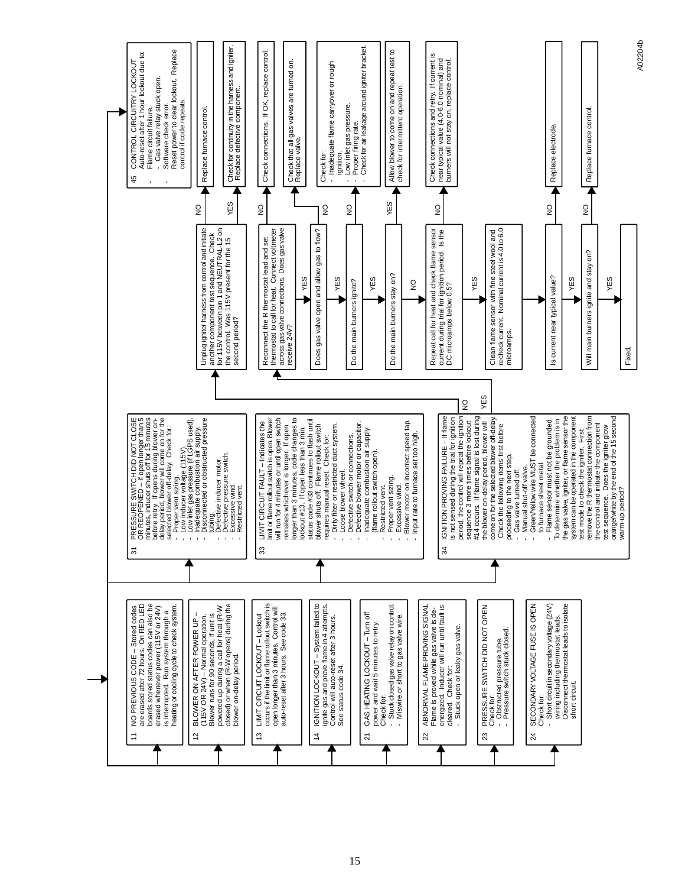**11** NO PREVIOUS CODE – Stored codes are erased after 72 hours. On RED LED boards stored status codes can also be erased whenever power (115V or 24V) is interrupted. Run system through a heating or cooling cycle to check system.

**12** BLOWER ON AFTER POWER UP – (115V OR 24V) – Normal operation. Blower runs for 90 seconds, if unit is powered up during a call for heat (R-W closed) or when (R-W opens) during the blower on-delay period.

**13** LIMIT CIRCUIT LOCKOUT – Lockout occurs if the limit or flame rollout switch is open longer than 3 minutes. Control will auto-reset after 3 hours. See code 33.

**14** IGNITION LOCKOUT – System failed to ignite gas and prove flame in 4 attempts. Control will auto-reset after 3 hours. See status code 34.

**21** GAS HEATING LOCKOUT – Turn off power and wait 5 minutes to retry. Check for:
- Stuck closed gas valve relay on control.
- Miswire or short to gas valve wire.

**22** ABNORMAL FLAME-PROVING SIGNAL Flame is proved while gas valve is de-energized. Inducer will run until fault is cleared. Check for:
- Stuck open or leaky gas valve.

**23** PRESSURE SWITCH DID NOT OPEN Check for:
- Obstructed pressure tube.
- Pressure switch stuck closed.

**24** SECONDARY VOLTAGE FUSE IS OPEN Check for:
- Short circuit in secondary voltage (24V) wiring including thermostat leads. Disconnect thermostat leads to isolate short circuit.

**31** PRESSURE SWITCH DID NOT CLOSE OR REOPENED – If open longer than 5 minutes, inducer shuts off for 15 minutes before retry. If opens during blower on-delay period, blower will come on for the selected blower off-delay. Check for:
- Proper vent sizing.
- Low inducer voltage (115V).
- Low inlet gas pressure (if LGPS used).
- Inadequate combustion air supply.
- Disconnected or obstructed pressure tubing.
- Defective inducer motor.
- Defective pressure switch.
- Excessive wind.
- Restricted vent.

**33** LIMIT CIRCUIT FAULT – Indicates the limit or flame rollout switch is open. Blower will run for 4 minutes or until open switch remakes whichever is longer. If open longer than 3 minutes, code changes to lockout #13. If open less than 3 min. status code #33 continues to flash until blower shuts off. Flame rollout switch requires manual reset. Check for:
- Dirty filter or restricted duct system.
- Loose blower wheel.
- Defective switch or connections.
- Defective blower motor or capacitor.
- Inadequate combustion air supply (flame rollout switch open).
- Restricted vent.
- Proper vent sizing.
- Excessive wind.
- Blower motor on incorrect speed tap.
- Input rate to furnace set too high.

**34** IGNITION PROVING FAILURE – If flame is not sensed during the trial for ignition period, the control will repeat the ignition sequence 3 more times before lockout #14 occurs. If flame signal is lost during the blower on-delay period, blower will come on for the selected blower off-delay. Check the following items first before proceeding to the next step.
- Gas valve turned off.
- Manual shut-off valve.
- Green/Yellow wire MUST be connected to furnace sheet metal.
- Flame sensor must not be grounded.

To determine whether the problem is in the gas valve, igniter, or flame sensor the system can be operated in the component test mode to check the igniter. First remove the R thermostat connection from the control and initiate the component test sequence. Does the igniter glow orange/white by the end of the 15 second warm-up period?
- NO → Unplug igniter harness from control and initiate another component test sequence. Check for 115V between pin 1 and NEUTRAL-L2 on the control. Was 115V present for the 15 second period?
  - NO → Replace furnace control.
  - YES → Check for continuity in the harness and igniter. Replace defective component.
- YES → Reconnect the R thermostat lead and set thermostat to call for heat. Connect voltmeter across gas valve connections. Does gas valve receive 24V?
  - NO → Check connections. If OK, replace control.
  - YES → Does gas valve open and allow gas to flow?
    - NO → Check that all gas valves are turned on. Replace valve.
    - YES → Do the main burners ignite?
      - NO → Check for:
        - Inadequate flame carryover or rough ignition.
        - Low inlet gas pressure.
        - Proper firing rate.
        - Check for air leakage around igniter bracket.
      - YES → Do the main burners stay on?
        - YES → Allow blower to come on and repeat test to check for intermittent operation.
        - NO → Repeat call for heat and check flame sensor current during trial for ignition period. Is the DC microamps below 0.5?
          - NO → Check connections and retry. If current is near typical value (4.0-6.0 nominal) and burners will not stay on, replace control.
          - YES → Clean flame sensor with fine steel wool and recheck current. Nominal current is 4.0 to 6.0 microamps.
            - Is current near typical value?
              - NO → Replace electrode.
              - YES → Will main burners ignite and stay on?
                - NO → Replace furnace control.
                - YES → Fixed.

**45** CONTROL CIRCUITRY LOCKOUT Auto-reset after 1 hour lockout due to:
- Flame circuit failure.
- Gas valve relay stuck open.
- Software check error.

Reset power to clear lockout. Replace control if code repeats.

A02204b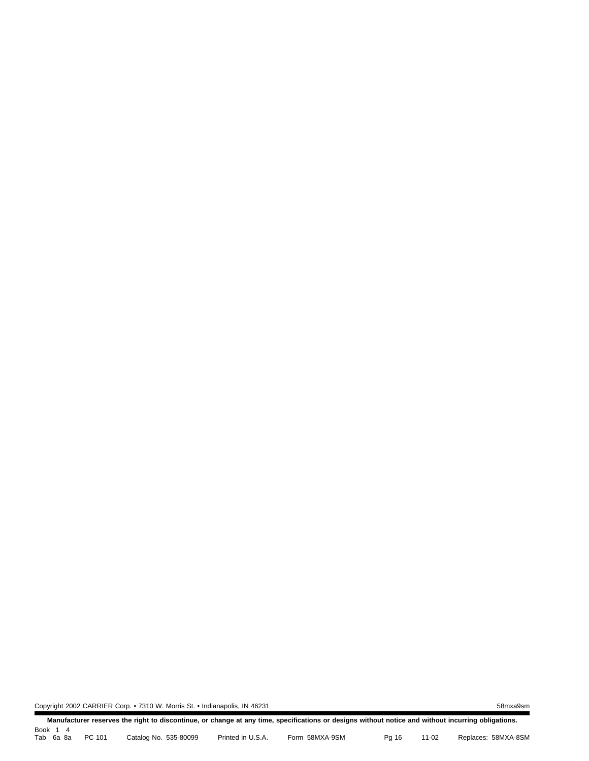Copyright 2002 CARRIER Corp. • 7310 W. Morris St. • Indianapolis, IN 46231

58mxa9sm

**Manufacturer reserves the right to discontinue, or change at any time, specifications or designs without notice and without incurring obligations.**

Book 1 4
Tab 6a 8a PC 101 Catalog No. 535-80099 Printed in U.S.A. Form 58MXA-9SM Pg 16 11-02 Replaces: 58MXA-8SM